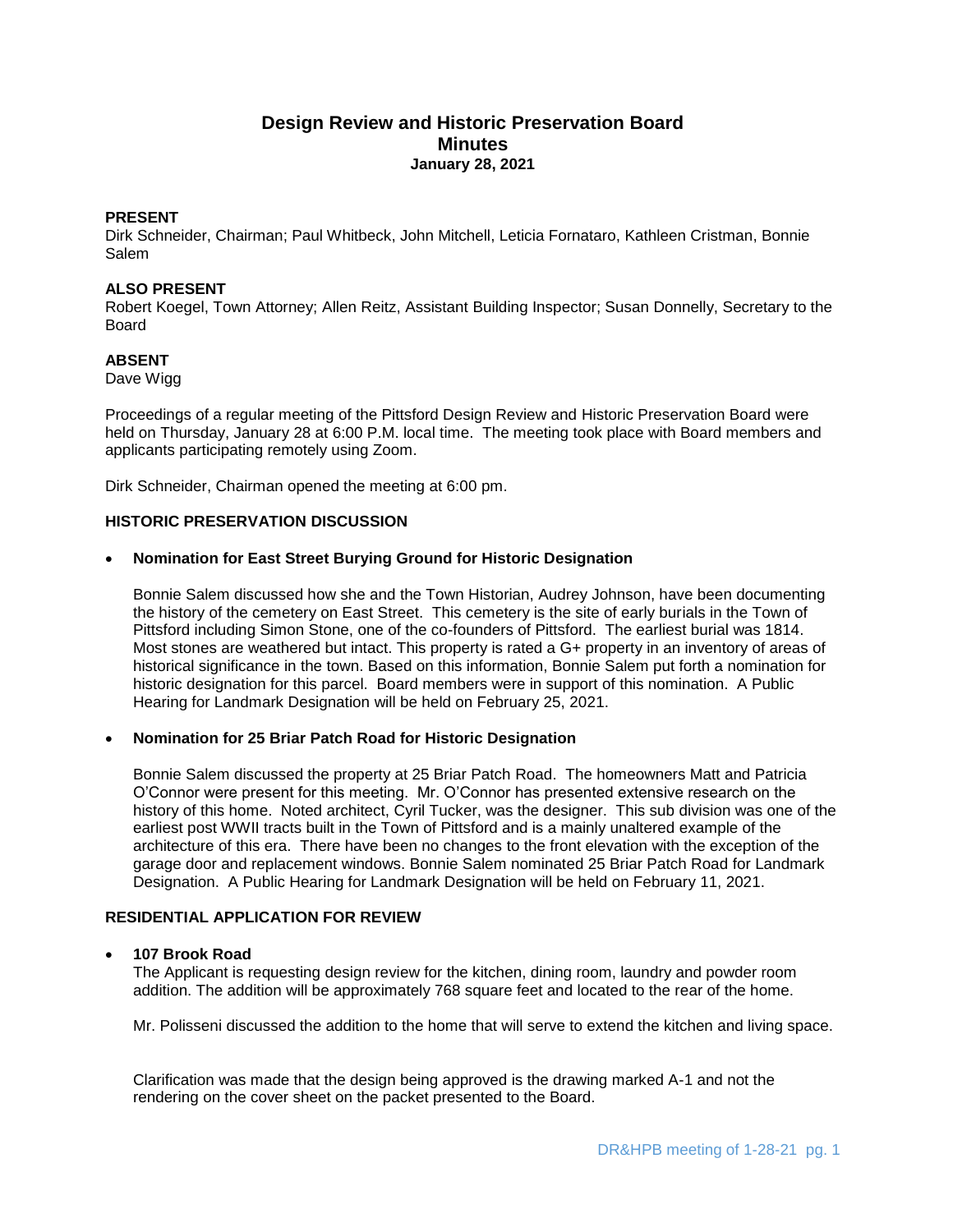# Design Review and Historic Preservation Board
## Minutes
### January 28, 2021

**PRESENT**

Dirk Schneider, Chairman; Paul Whitbeck, John Mitchell, Leticia Fornataro, Kathleen Cristman, Bonnie Salem

**ALSO PRESENT**

Robert Koegel, Town Attorney; Allen Reitz, Assistant Building Inspector; Susan Donnelly, Secretary to the Board

**ABSENT**

Dave Wigg

Proceedings of a regular meeting of the Pittsford Design Review and Historic Preservation Board were held on Thursday, January 28 at 6:00 P.M. local time. The meeting took place with Board members and applicants participating remotely using Zoom.

Dirk Schneider, Chairman opened the meeting at 6:00 pm.

**HISTORIC PRESERVATION DISCUSSION**

- **Nomination for East Street Burying Ground for Historic Designation**

  Bonnie Salem discussed how she and the Town Historian, Audrey Johnson, have been documenting the history of the cemetery on East Street. This cemetery is the site of early burials in the Town of Pittsford including Simon Stone, one of the co-founders of Pittsford. The earliest burial was 1814. Most stones are weathered but intact. This property is rated a G+ property in an inventory of areas of historical significance in the town. Based on this information, Bonnie Salem put forth a nomination for historic designation for this parcel. Board members were in support of this nomination. A Public Hearing for Landmark Designation will be held on February 25, 2021.

- **Nomination for 25 Briar Patch Road for Historic Designation**

  Bonnie Salem discussed the property at 25 Briar Patch Road. The homeowners Matt and Patricia O'Connor were present for this meeting. Mr. O'Connor has presented extensive research on the history of this home. Noted architect, Cyril Tucker, was the designer. This sub division was one of the earliest post WWII tracts built in the Town of Pittsford and is a mainly unaltered example of the architecture of this era. There have been no changes to the front elevation with the exception of the garage door and replacement windows. Bonnie Salem nominated 25 Briar Patch Road for Landmark Designation. A Public Hearing for Landmark Designation will be held on February 11, 2021.

**RESIDENTIAL APPLICATION FOR REVIEW**

- **107 Brook Road**

  The Applicant is requesting design review for the kitchen, dining room, laundry and powder room addition. The addition will be approximately 768 square feet and located to the rear of the home.

  Mr. Polisseni discussed the addition to the home that will serve to extend the kitchen and living space.

  Clarification was made that the design being approved is the drawing marked A-1 and not the rendering on the cover sheet on the packet presented to the Board.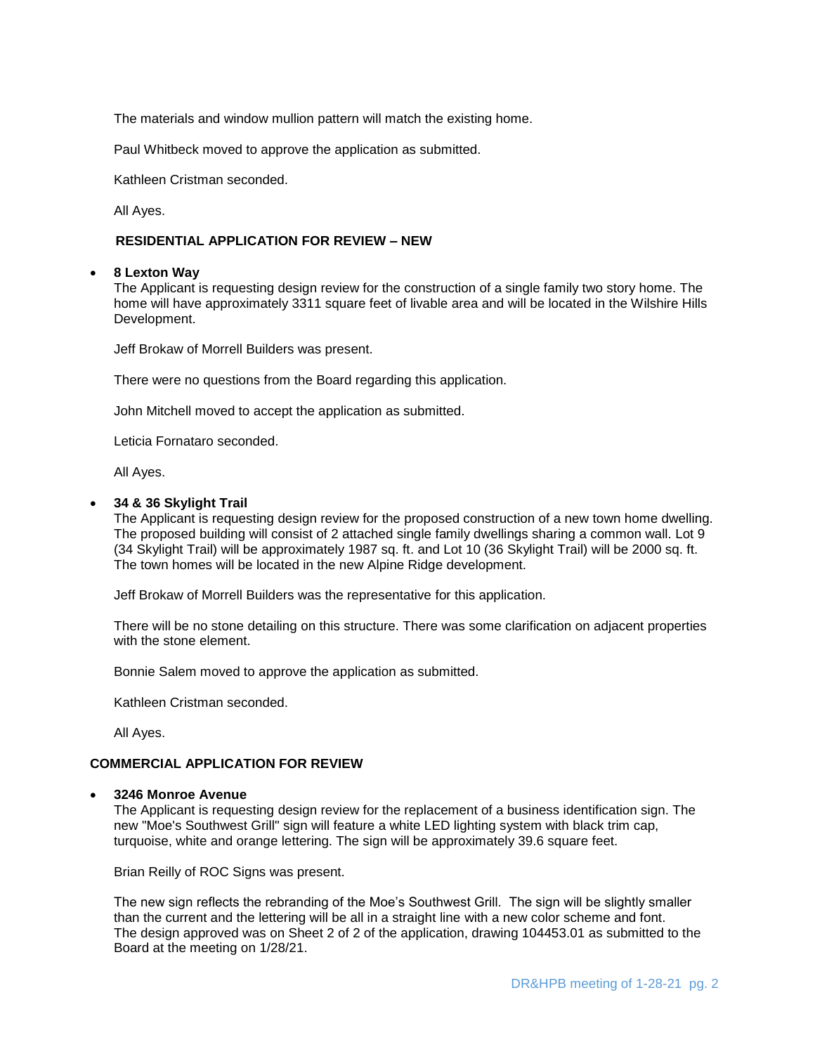The materials and window mullion pattern will match the existing home.

Paul Whitbeck moved to approve the application as submitted.

Kathleen Cristman seconded.

All Ayes.

**RESIDENTIAL APPLICATION FOR REVIEW – NEW**

- **8 Lexton Way**

  The Applicant is requesting design review for the construction of a single family two story home. The home will have approximately 3311 square feet of livable area and will be located in the Wilshire Hills Development.

  Jeff Brokaw of Morrell Builders was present.

  There were no questions from the Board regarding this application.

  John Mitchell moved to accept the application as submitted.

  Leticia Fornataro seconded.

  All Ayes.

- **34 & 36 Skylight Trail**

  The Applicant is requesting design review for the proposed construction of a new town home dwelling. The proposed building will consist of 2 attached single family dwellings sharing a common wall. Lot 9 (34 Skylight Trail) will be approximately 1987 sq. ft. and Lot 10 (36 Skylight Trail) will be 2000 sq. ft. The town homes will be located in the new Alpine Ridge development.

  Jeff Brokaw of Morrell Builders was the representative for this application.

  There will be no stone detailing on this structure. There was some clarification on adjacent properties with the stone element.

  Bonnie Salem moved to approve the application as submitted.

  Kathleen Cristman seconded.

  All Ayes.

**COMMERCIAL APPLICATION FOR REVIEW**

- **3246 Monroe Avenue**

  The Applicant is requesting design review for the replacement of a business identification sign. The new "Moe's Southwest Grill" sign will feature a white LED lighting system with black trim cap, turquoise, white and orange lettering. The sign will be approximately 39.6 square feet.

  Brian Reilly of ROC Signs was present.

  The new sign reflects the rebranding of the Moe's Southwest Grill. The sign will be slightly smaller than the current and the lettering will be all in a straight line with a new color scheme and font. The design approved was on Sheet 2 of 2 of the application, drawing 104453.01 as submitted to the Board at the meeting on 1/28/21.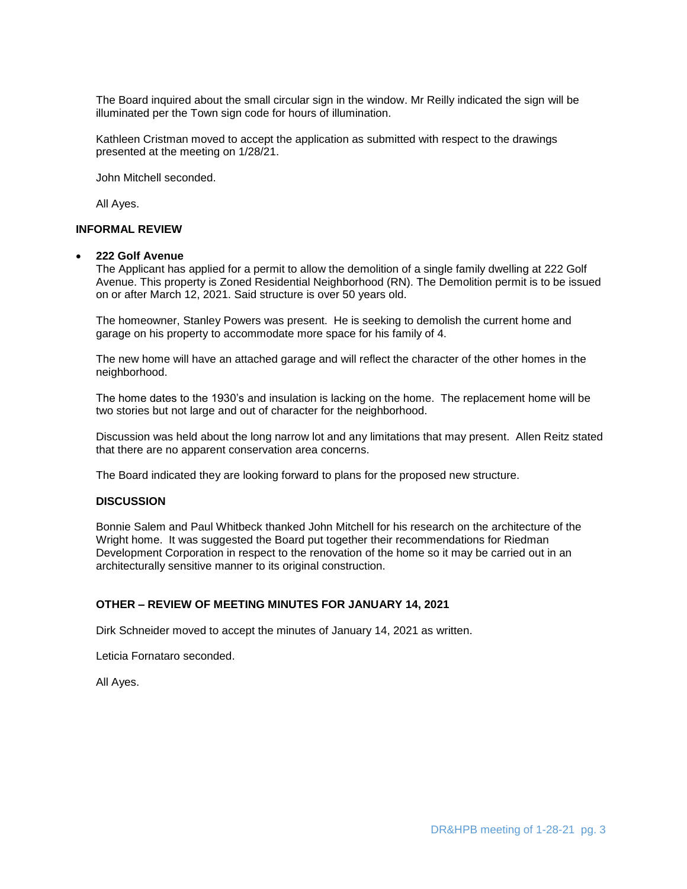The Board inquired about the small circular sign in the window. Mr Reilly indicated the sign will be illuminated per the Town sign code for hours of illumination.

Kathleen Cristman moved to accept the application as submitted with respect to the drawings presented at the meeting on 1/28/21.

John Mitchell seconded.

All Ayes.

**INFORMAL REVIEW**

- **222 Golf Avenue**

  The Applicant has applied for a permit to allow the demolition of a single family dwelling at 222 Golf Avenue. This property is Zoned Residential Neighborhood (RN). The Demolition permit is to be issued on or after March 12, 2021. Said structure is over 50 years old.

  The homeowner, Stanley Powers was present. He is seeking to demolish the current home and garage on his property to accommodate more space for his family of 4.

  The new home will have an attached garage and will reflect the character of the other homes in the neighborhood.

  The home dates to the 1930's and insulation is lacking on the home. The replacement home will be two stories but not large and out of character for the neighborhood.

  Discussion was held about the long narrow lot and any limitations that may present. Allen Reitz stated that there are no apparent conservation area concerns.

  The Board indicated they are looking forward to plans for the proposed new structure.

**DISCUSSION**

Bonnie Salem and Paul Whitbeck thanked John Mitchell for his research on the architecture of the Wright home. It was suggested the Board put together their recommendations for Riedman Development Corporation in respect to the renovation of the home so it may be carried out in an architecturally sensitive manner to its original construction.

**OTHER – REVIEW OF MEETING MINUTES FOR JANUARY 14, 2021**

Dirk Schneider moved to accept the minutes of January 14, 2021 as written.

Leticia Fornataro seconded.

All Ayes.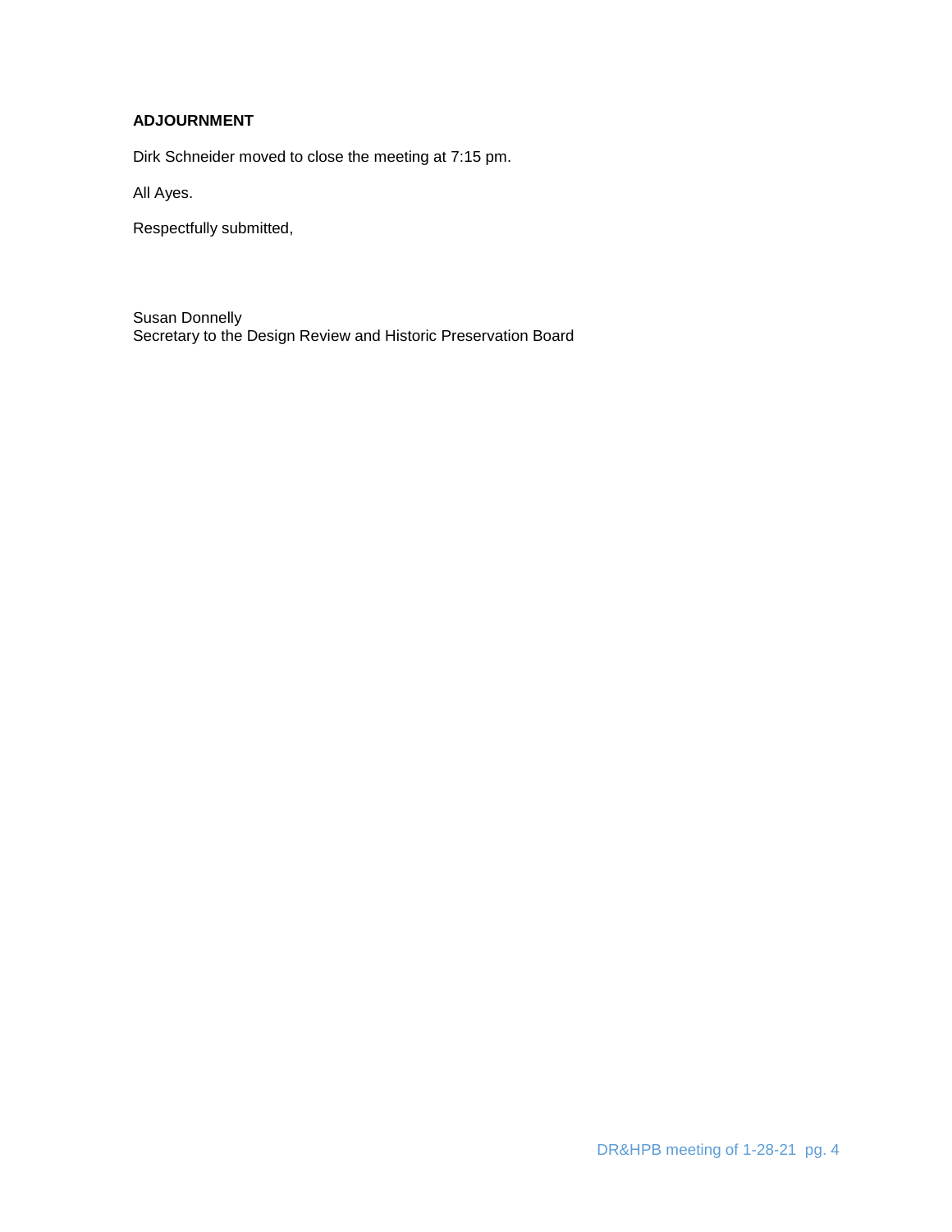**ADJOURNMENT**

Dirk Schneider moved to close the meeting at 7:15 pm.

All Ayes.

Respectfully submitted,

Susan Donnelly
Secretary to the Design Review and Historic Preservation Board